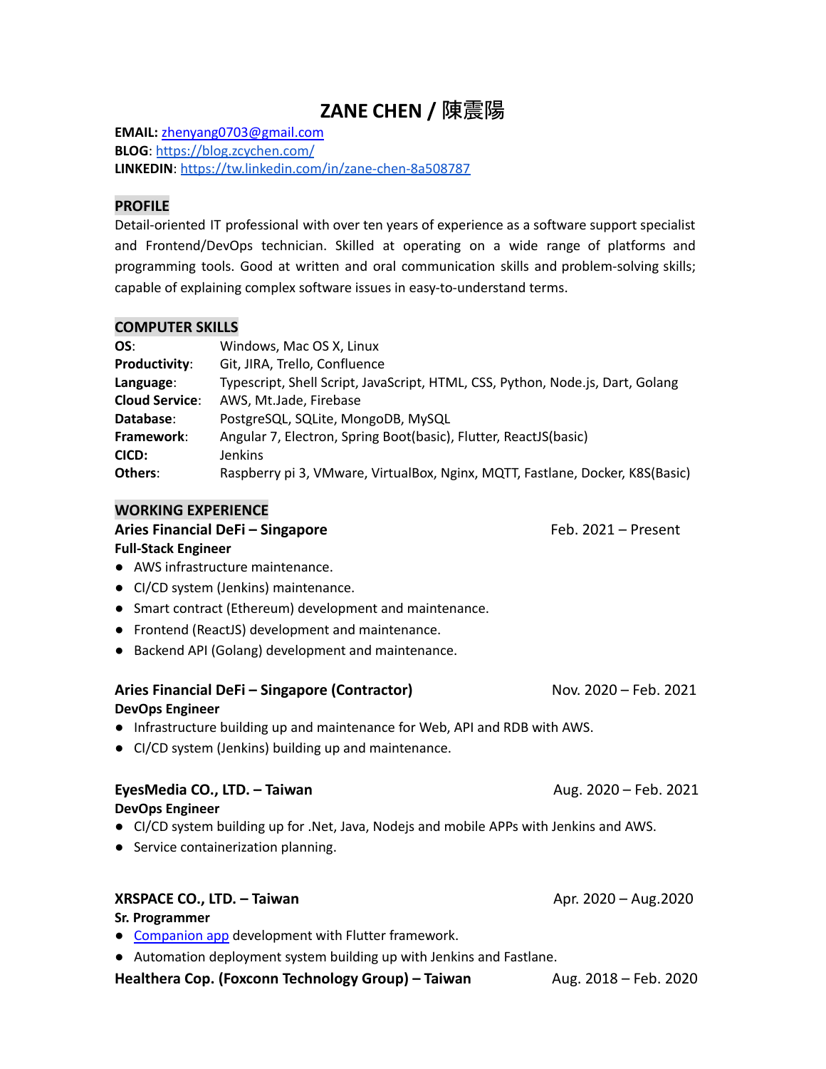# ZANE CHEN / 陳震陽

**EMAIL:** [zhenyang0703@gmail.com](mailto:zhenyang0703@gmail.com)
**BLOG**: [https://blog.zcychen.com/](https://blog.zcychen.com/)
**LINKEDIN**: [https://tw.linkedin.com/in/zane-chen-8a508787](https://tw.linkedin.com/in/zane-chen-8a508787)

## PROFILE

Detail-oriented IT professional with over ten years of experience as a software support specialist and Frontend/DevOps technician. Skilled at operating on a wide range of platforms and programming tools. Good at written and oral communication skills and problem-solving skills; capable of explaining complex software issues in easy-to-understand terms.

## COMPUTER SKILLS

| | |
|---|---|
| **OS**: | Windows, Mac OS X, Linux |
| **Productivity**: | Git, JIRA, Trello, Confluence |
| **Language**: | Typescript, Shell Script, JavaScript, HTML, CSS, Python, Node.js, Dart, Golang |
| **Cloud Service**: | AWS, Mt.Jade, Firebase |
| **Database**: | PostgreSQL, SQLite, MongoDB, MySQL |
| **Framework**: | Angular 7, Electron, Spring Boot(basic), Flutter, ReactJS(basic) |
| **CICD:** | Jenkins |
| **Others**: | Raspberry pi 3, VMware, VirtualBox, Nginx, MQTT, Fastlane, Docker, K8S(Basic) |

## WORKING EXPERIENCE

**Aries Financial DeFi – Singapore** — Feb. 2021 – Present
**Full-Stack Engineer**

- AWS infrastructure maintenance.
- CI/CD system (Jenkins) maintenance.
- Smart contract (Ethereum) development and maintenance.
- Frontend (ReactJS) development and maintenance.
- Backend API (Golang) development and maintenance.

**Aries Financial DeFi – Singapore (Contractor)** — Nov. 2020 – Feb. 2021
**DevOps Engineer**

- Infrastructure building up and maintenance for Web, API and RDB with AWS.
- CI/CD system (Jenkins) building up and maintenance.

**EyesMedia CO., LTD. – Taiwan** — Aug. 2020 – Feb. 2021
**DevOps Engineer**

- CI/CD system building up for .Net, Java, Nodejs and mobile APPs with Jenkins and AWS.
- Service containerization planning.

**XRSPACE CO., LTD. – Taiwan** — Apr. 2020 – Aug.2020
**Sr. Programmer**

- Companion app development with Flutter framework.
- Automation deployment system building up with Jenkins and Fastlane.

**Healthera Cop. (Foxconn Technology Group) – Taiwan** — Aug. 2018 – Feb. 2020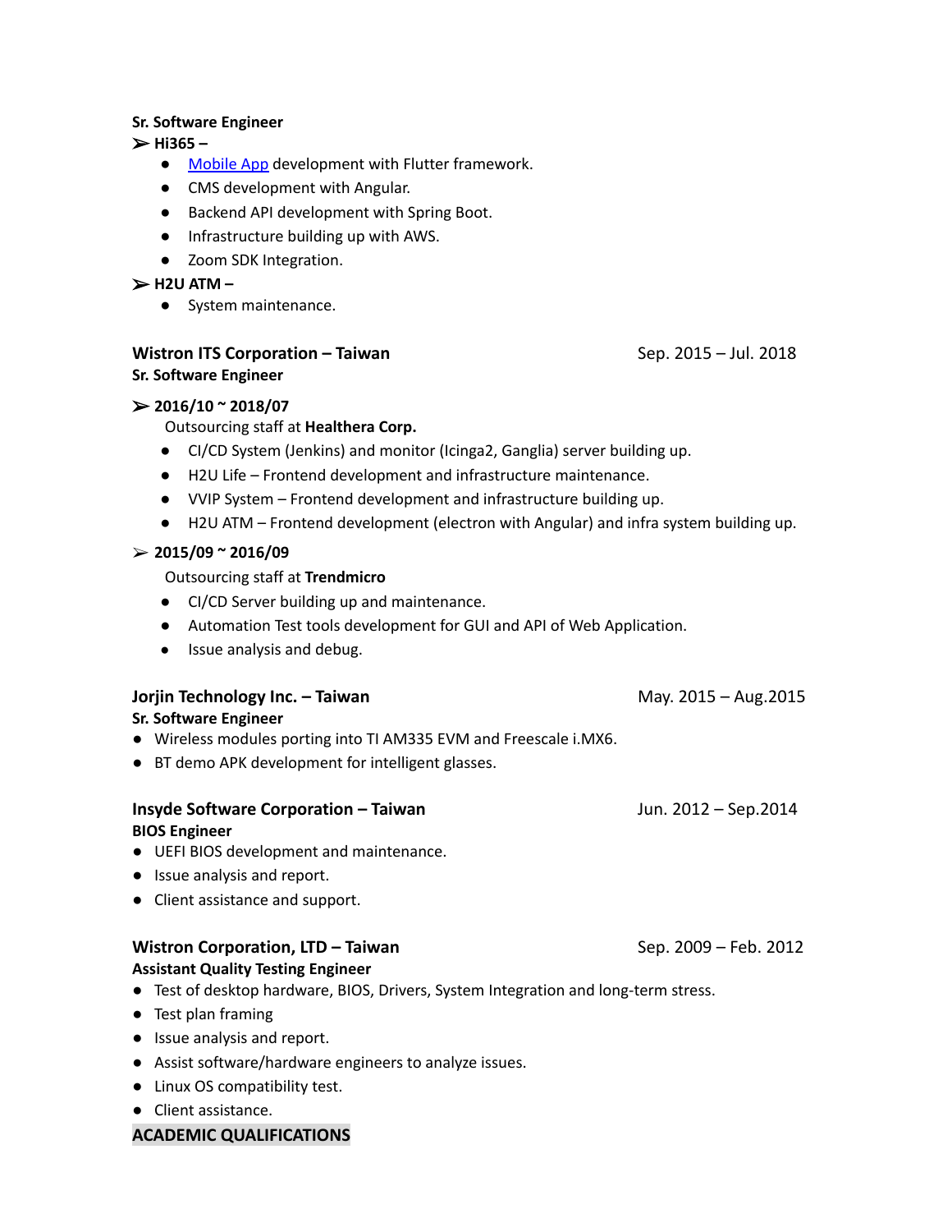**Sr. Software Engineer**

➢ **Hi365 –**

- [Mobile App]() development with Flutter framework.
- CMS development with Angular.
- Backend API development with Spring Boot.
- Infrastructure building up with AWS.
- Zoom SDK Integration.

➢ **H2U ATM –**

- System maintenance.

**Wistron ITS Corporation – Taiwan** Sep. 2015 – Jul. 2018

**Sr. Software Engineer**

➢ **2016/10 ~ 2018/07**

Outsourcing staff at **Healthera Corp.**

- CI/CD System (Jenkins) and monitor (Icinga2, Ganglia) server building up.
- H2U Life – Frontend development and infrastructure maintenance.
- VVIP System – Frontend development and infrastructure building up.
- H2U ATM – Frontend development (electron with Angular) and infra system building up.

➢ **2015/09 ~ 2016/09**

Outsourcing staff at **Trendmicro**

- CI/CD Server building up and maintenance.
- Automation Test tools development for GUI and API of Web Application.
- Issue analysis and debug.

**Jorjin Technology Inc. – Taiwan** May. 2015 – Aug.2015

**Sr. Software Engineer**

- Wireless modules porting into TI AM335 EVM and Freescale i.MX6.
- BT demo APK development for intelligent glasses.

**Insyde Software Corporation – Taiwan** Jun. 2012 – Sep.2014

**BIOS Engineer**

- UEFI BIOS development and maintenance.
- Issue analysis and report.
- Client assistance and support.

**Wistron Corporation, LTD – Taiwan** Sep. 2009 – Feb. 2012

**Assistant Quality Testing Engineer**

- Test of desktop hardware, BIOS, Drivers, System Integration and long-term stress.
- Test plan framing
- Issue analysis and report.
- Assist software/hardware engineers to analyze issues.
- Linux OS compatibility test.
- Client assistance.

## ACADEMIC QUALIFICATIONS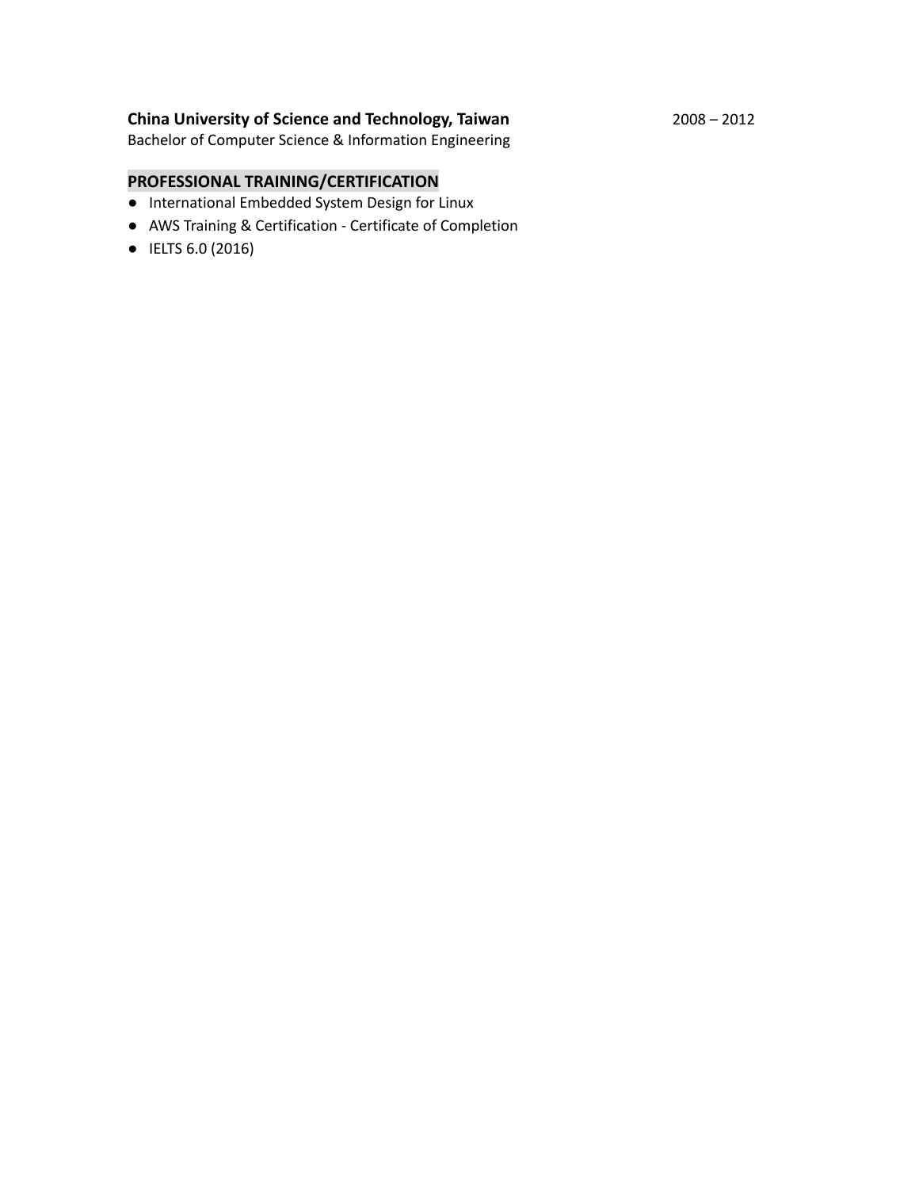**China University of Science and Technology, Taiwan** 2008 – 2012
Bachelor of Computer Science & Information Engineering

## PROFESSIONAL TRAINING/CERTIFICATION

- International Embedded System Design for Linux
- AWS Training & Certification - Certificate of Completion
- IELTS 6.0 (2016)